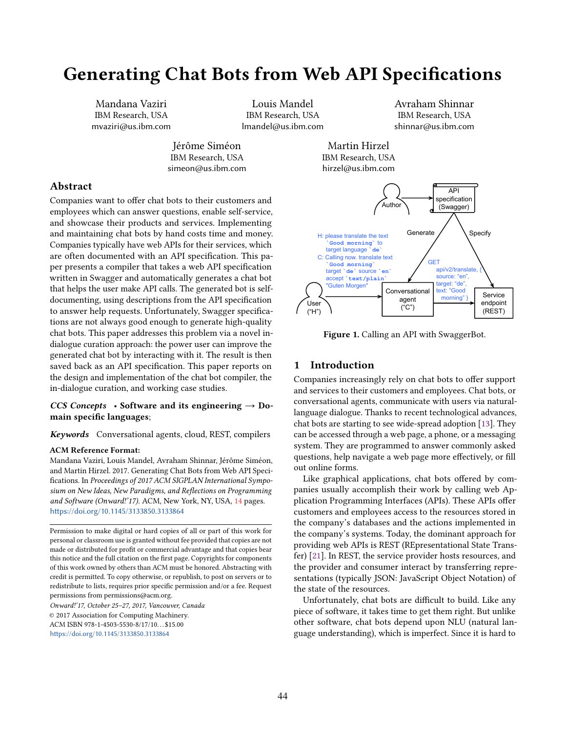# Generating Chat Bots from Web API Specifications

Mandana Vaziri
IBM Research, USA
mvaziri@us.ibm.com

Louis Mandel
IBM Research, USA
lmandel@us.ibm.com

Avraham Shinnar
IBM Research, USA
shinnar@us.ibm.com

Jérôme Siméon
IBM Research, USA
simeon@us.ibm.com

Martin Hirzel
IBM Research, USA
hirzel@us.ibm.com

## Abstract

Companies want to offer chat bots to their customers and employees which can answer questions, enable self-service, and showcase their products and services. Implementing and maintaining chat bots by hand costs time and money. Companies typically have web APIs for their services, which are often documented with an API specification. This paper presents a compiler that takes a web API specification written in Swagger and automatically generates a chat bot that helps the user make API calls. The generated bot is self-documenting, using descriptions from the API specification to answer help requests. Unfortunately, Swagger specifications are not always good enough to generate high-quality chat bots. This paper addresses this problem via a novel in-dialogue curation approach: the power user can improve the generated chat bot by interacting with it. The result is then saved back as an API specification. This paper reports on the design and implementation of the chat bot compiler, the in-dialogue curation, and working case studies.

***CCS Concepts*** • **Software and its engineering** → **Domain specific languages**;

***Keywords*** Conversational agents, cloud, REST, compilers

**ACM Reference Format:**
Mandana Vaziri, Louis Mandel, Avraham Shinnar, Jérôme Siméon, and Martin Hirzel. 2017. Generating Chat Bots from Web API Specifications. In *Proceedings of 2017 ACM SIGPLAN International Symposium on New Ideas, New Paradigms, and Reflections on Programming and Software (Onward!'17).* ACM, New York, NY, USA, 14 pages.
https://doi.org/10.1145/3133850.3133864

Permission to make digital or hard copies of all or part of this work for personal or classroom use is granted without fee provided that copies are not made or distributed for profit or commercial advantage and that copies bear this notice and the full citation on the first page. Copyrights for components of this work owned by others than ACM must be honored. Abstracting with credit is permitted. To copy otherwise, or republish, to post on servers or to redistribute to lists, requires prior specific permission and/or a fee. Request permissions from permissions@acm.org.
*Onward!'17, October 25–27, 2017, Vancouver, Canada*
© 2017 Association for Computing Machinery.
ACM ISBN 978-1-4503-5530-8/17/10...$15.00
https://doi.org/10.1145/3133850.3133864

Author → API specification (Swagger); Generate → Conversational agent ("C"); Specify → Service endpoint (REST)

H: please translate the text `Good morning` to target language `de`
C: Calling now. translate text `Good morning` target `de` source `en` accept `text/plain`
"Guten Morgen"

User ("H") → Conversational agent ("C") → GET api/v2/translate, { source: "en", target: "de", text: "Good morning" } → Service endpoint (REST)

**Figure 1.** Calling an API with SwaggerBot.

## 1 Introduction

Companies increasingly rely on chat bots to offer support and services to their customers and employees. Chat bots, or conversational agents, communicate with users via natural-language dialogue. Thanks to recent technological advances, chat bots are starting to see wide-spread adoption [13]. They can be accessed through a web page, a phone, or a messaging system. They are programmed to answer commonly asked questions, help navigate a web page more effectively, or fill out online forms.

Like graphical applications, chat bots offered by companies usually accomplish their work by calling web Application Programming Interfaces (APIs). These APIs offer customers and employees access to the resources stored in the company's databases and the actions implemented in the company's systems. Today, the dominant approach for providing web APIs is REST (REpresentational State Transfer) [21]. In REST, the service provider hosts resources, and the provider and consumer interact by transferring representations (typically JSON: JavaScript Object Notation) of the state of the resources.

Unfortunately, chat bots are difficult to build. Like any piece of software, it takes time to get them right. But unlike other software, chat bots depend upon NLU (natural language understanding), which is imperfect. Since it is hard to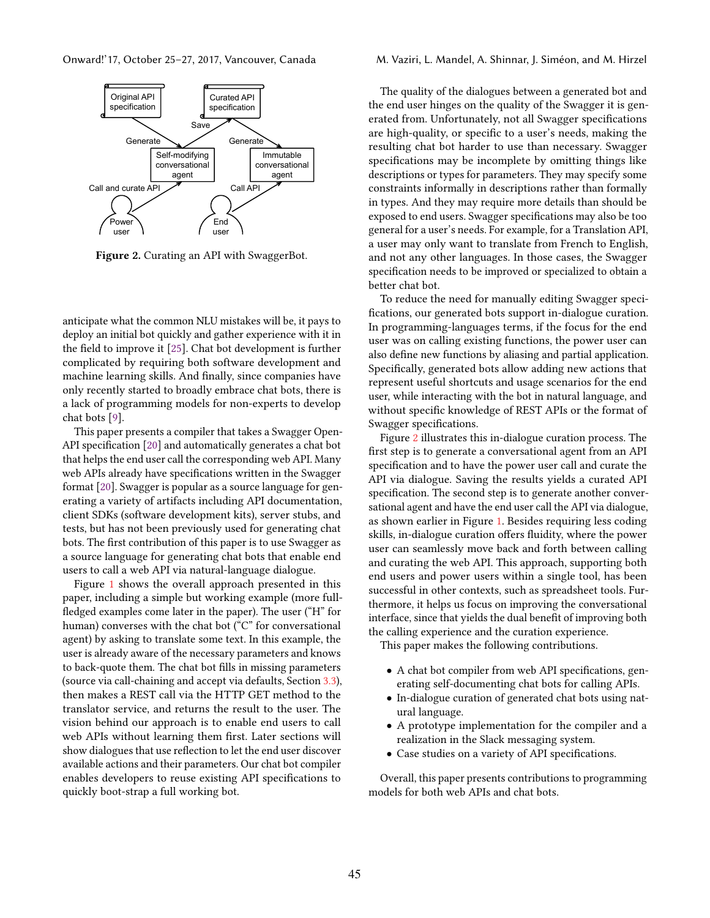Original API specification

Curated API specification

Generate

Save

Generate

Self-modifying conversational agent

Immutable conversational agent

Call and curate API

Call API

Power user

End user

**Figure 2.** Curating an API with SwaggerBot.

anticipate what the common NLU mistakes will be, it pays to deploy an initial bot quickly and gather experience with it in the field to improve it [25]. Chat bot development is further complicated by requiring both software development and machine learning skills. And finally, since companies have only recently started to broadly embrace chat bots, there is a lack of programming models for non-experts to develop chat bots [9].

This paper presents a compiler that takes a Swagger OpenAPI specification [20] and automatically generates a chat bot that helps the end user call the corresponding web API. Many web APIs already have specifications written in the Swagger format [20]. Swagger is popular as a source language for generating a variety of artifacts including API documentation, client SDKs (software development kits), server stubs, and tests, but has not been previously used for generating chat bots. The first contribution of this paper is to use Swagger as a source language for generating chat bots that enable end users to call a web API via natural-language dialogue.

Figure 1 shows the overall approach presented in this paper, including a simple but working example (more full-fledged examples come later in the paper). The user ("H" for human) converses with the chat bot ("C" for conversational agent) by asking to translate some text. In this example, the user is already aware of the necessary parameters and knows to back-quote them. The chat bot fills in missing parameters (source via call-chaining and accept via defaults, Section 3.3), then makes a REST call via the HTTP GET method to the translator service, and returns the result to the user. The vision behind our approach is to enable end users to call web APIs without learning them first. Later sections will show dialogues that use reflection to let the end user discover available actions and their parameters. Our chat bot compiler enables developers to reuse existing API specifications to quickly boot-strap a full working bot.

The quality of the dialogues between a generated bot and the end user hinges on the quality of the Swagger it is generated from. Unfortunately, not all Swagger specifications are high-quality, or specific to a user's needs, making the resulting chat bot harder to use than necessary. Swagger specifications may be incomplete by omitting things like descriptions or types for parameters. They may specify some constraints informally in descriptions rather than formally in types. And they may require more details than should be exposed to end users. Swagger specifications may also be too general for a user's needs. For example, for a Translation API, a user may only want to translate from French to English, and not any other languages. In those cases, the Swagger specification needs to be improved or specialized to obtain a better chat bot.

To reduce the need for manually editing Swagger specifications, our generated bots support in-dialogue curation. In programming-languages terms, if the focus for the end user was on calling existing functions, the power user can also define new functions by aliasing and partial application. Specifically, generated bots allow adding new actions that represent useful shortcuts and usage scenarios for the end user, while interacting with the bot in natural language, and without specific knowledge of REST APIs or the format of Swagger specifications.

Figure 2 illustrates this in-dialogue curation process. The first step is to generate a conversational agent from an API specification and to have the power user call and curate the API via dialogue. Saving the results yields a curated API specification. The second step is to generate another conversational agent and have the end user call the API via dialogue, as shown earlier in Figure 1. Besides requiring less coding skills, in-dialogue curation offers fluidity, where the power user can seamlessly move back and forth between calling and curating the web API. This approach, supporting both end users and power users within a single tool, has been successful in other contexts, such as spreadsheet tools. Furthermore, it helps us focus on improving the conversational interface, since that yields the dual benefit of improving both the calling experience and the curation experience.

This paper makes the following contributions.

- A chat bot compiler from web API specifications, generating self-documenting chat bots for calling APIs.
- In-dialogue curation of generated chat bots using natural language.
- A prototype implementation for the compiler and a realization in the Slack messaging system.
- Case studies on a variety of API specifications.

Overall, this paper presents contributions to programming models for both web APIs and chat bots.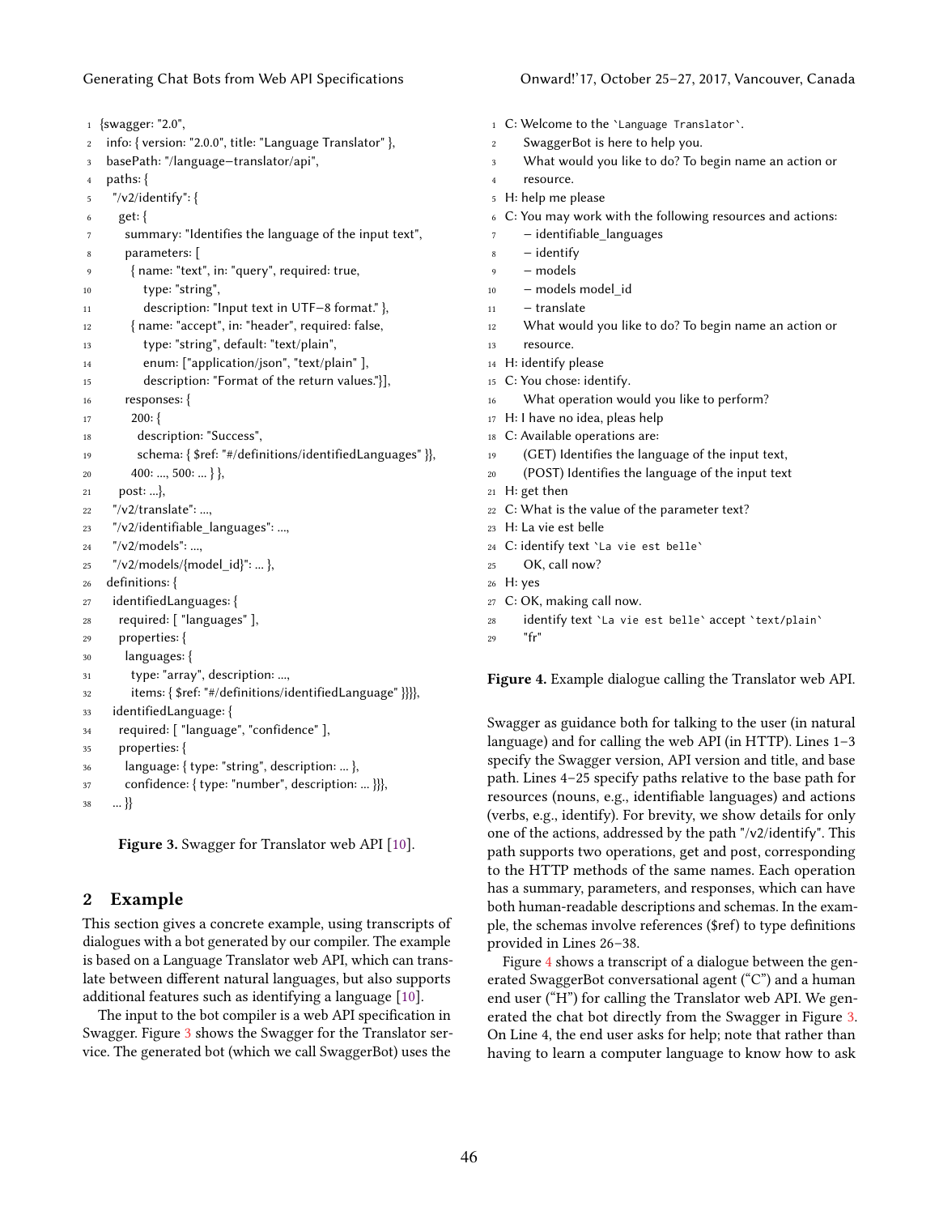```
{swagger: "2.0",
 info: { version: "2.0.0", title: "Language Translator" },
 basePath: "/language−translator/api",
 paths: {
  "/v2/identify": {
   get: {
    summary: "Identifies the language of the input text",
    parameters: [
     { name: "text", in: "query", required: true,
       type: "string",
       description: "Input text in UTF−8 format." },
     { name: "accept", in: "header", required: false,
       type: "string", default: "text/plain",
       enum: ["application/json", "text/plain" ],
       description: "Format of the return values."}],
    responses: {
     200: {
      description: "Success",
      schema: { $ref: "#/definitions/identifiedLanguages" }},
     400: ..., 500: ... } },
   post: ...},
  "/v2/translate": ...,
  "/v2/identifiable_languages": ...,
  "/v2/models": ...,
  "/v2/models/{model_id}": ... },
 definitions: {
  identifiedLanguages: {
   required: [ "languages" ],
   properties: {
    languages: {
     type: "array", description: ...,
     items: { $ref: "#/definitions/identifiedLanguage" }}}},
  identifiedLanguage: {
   required: [ "language", "confidence" ],
   properties: {
    language: { type: "string", description: ... },
    confidence: { type: "number", description: ... }}},
  ... }}
```

**Figure 3.** Swagger for Translator web API [10].

## 2 Example

This section gives a concrete example, using transcripts of dialogues with a bot generated by our compiler. The example is based on a Language Translator web API, which can translate between different natural languages, but also supports additional features such as identifying a language [10].

The input to the bot compiler is a web API specification in Swagger. Figure 3 shows the Swagger for the Translator service. The generated bot (which we call SwaggerBot) uses the Swagger as guidance both for talking to the user (in natural language) and for calling the web API (in HTTP). Lines 1–3 specify the Swagger version, API version and title, and base path. Lines 4–25 specify paths relative to the base path for resources (nouns, e.g., identifiable languages) and actions (verbs, e.g., identify). For brevity, we show details for only one of the actions, addressed by the path "/v2/identify". This path supports two operations, get and post, corresponding to the HTTP methods of the same names. Each operation has a summary, parameters, and responses, which can have both human-readable descriptions and schemas. In the example, the schemas involve references ($ref) to type definitions provided in Lines 26–38.

```
C: Welcome to the `Language Translator`.
   SwaggerBot is here to help you.
   What would you like to do? To begin name an action or
   resource.
H: help me please
C: You may work with the following resources and actions:
   − identifiable_languages
   − identify
   − models
   − models model_id
   − translate
   What would you like to do? To begin name an action or
   resource.
H: identify please
C: You chose: identify.
   What operation would you like to perform?
H: I have no idea, pleas help
C: Available operations are:
   (GET) Identifies the language of the input text,
   (POST) Identifies the language of the input text
H: get then
C: What is the value of the parameter text?
H: La vie est belle
C: identify text `La vie est belle`
   OK, call now?
H: yes
C: OK, making call now.
   identify text `La vie est belle` accept `text/plain`
   "fr"
```

**Figure 4.** Example dialogue calling the Translator web API.

Figure 4 shows a transcript of a dialogue between the generated SwaggerBot conversational agent ("C") and a human end user ("H") for calling the Translator web API. We generated the chat bot directly from the Swagger in Figure 3. On Line 4, the end user asks for help; note that rather than having to learn a computer language to know how to ask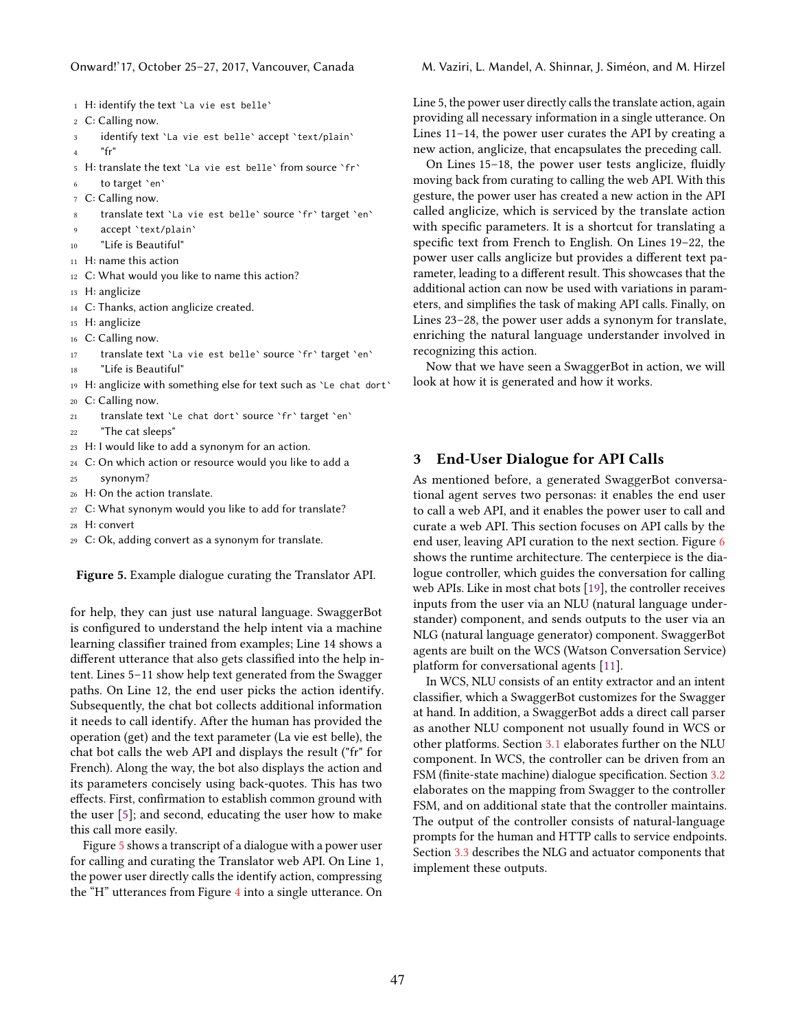```
1  H: identify the text `La vie est belle`
2  C: Calling now.
3      identify text `La vie est belle` accept `text/plain`
4      "fr"
5  H: translate the text `La vie est belle` from source `fr`
6      to target `en`
7  C: Calling now.
8      translate text `La vie est belle` source `fr` target `en`
9      accept `text/plain`
10     "Life is Beautiful"
11 H: name this action
12 C: What would you like to name this action?
13 H: anglicize
14 C: Thanks, action anglicize created.
15 H: anglicize
16 C: Calling now.
17     translate text `La vie est belle` source `fr` target `en`
18     "Life is Beautiful"
19 H: anglicize with something else for text such as `Le chat dort`
20 C: Calling now.
21     translate text `Le chat dort` source `fr` target `en`
22     "The cat sleeps"
23 H: I would like to add a synonym for an action.
24 C: On which action or resource would you like to add a
25     synonym?
26 H: On the action translate.
27 C: What synonym would you like to add for translate?
28 H: convert
29 C: Ok, adding convert as a synonym for translate.
```

**Figure 5.** Example dialogue curating the Translator API.

for help, they can just use natural language. SwaggerBot is configured to understand the help intent via a machine learning classifier trained from examples; Line 14 shows a different utterance that also gets classified into the help intent. Lines 5–11 show help text generated from the Swagger paths. On Line 12, the end user picks the action identify. Subsequently, the chat bot collects additional information it needs to call identify. After the human has provided the operation (get) and the text parameter (La vie est belle), the chat bot calls the web API and displays the result ("fr" for French). Along the way, the bot also displays the action and its parameters concisely using back-quotes. This has two effects. First, confirmation to establish common ground with the user [5]; and second, educating the user how to make this call more easily.

Figure 5 shows a transcript of a dialogue with a power user for calling and curating the Translator web API. On Line 1, the power user directly calls the identify action, compressing the "H" utterances from Figure 4 into a single utterance. On Line 5, the power user directly calls the translate action, again providing all necessary information in a single utterance. On Lines 11–14, the power user curates the API by creating a new action, anglicize, that encapsulates the preceding call.

On Lines 15–18, the power user tests anglicize, fluidly moving back from curating to calling the web API. With this gesture, the power user has created a new action in the API called anglicize, which is serviced by the translate action with specific parameters. It is a shortcut for translating a specific text from French to English. On Lines 19–22, the power user calls anglicize but provides a different text parameter, leading to a different result. This showcases that the additional action can now be used with variations in parameters, and simplifies the task of making API calls. Finally, on Lines 23–28, the power user adds a synonym for translate, enriching the natural language understander involved in recognizing this action.

Now that we have seen a SwaggerBot in action, we will look at how it is generated and how it works.

## 3 End-User Dialogue for API Calls

As mentioned before, a generated SwaggerBot conversational agent serves two personas: it enables the end user to call a web API, and it enables the power user to call and curate a web API. This section focuses on API calls by the end user, leaving API curation to the next section. Figure 6 shows the runtime architecture. The centerpiece is the dialogue controller, which guides the conversation for calling web APIs. Like in most chat bots [19], the controller receives inputs from the user via an NLU (natural language understander) component, and sends outputs to the user via an NLG (natural language generator) component. SwaggerBot agents are built on the WCS (Watson Conversation Service) platform for conversational agents [11].

In WCS, NLU consists of an entity extractor and an intent classifier, which a SwaggerBot customizes for the Swagger at hand. In addition, a SwaggerBot adds a direct call parser as another NLU component not usually found in WCS or other platforms. Section 3.1 elaborates further on the NLU component. In WCS, the controller can be driven from an FSM (finite-state machine) dialogue specification. Section 3.2 elaborates on the mapping from Swagger to the controller FSM, and on additional state that the controller maintains. The output of the controller consists of natural-language prompts for the human and HTTP calls to service endpoints. Section 3.3 describes the NLG and actuator components that implement these outputs.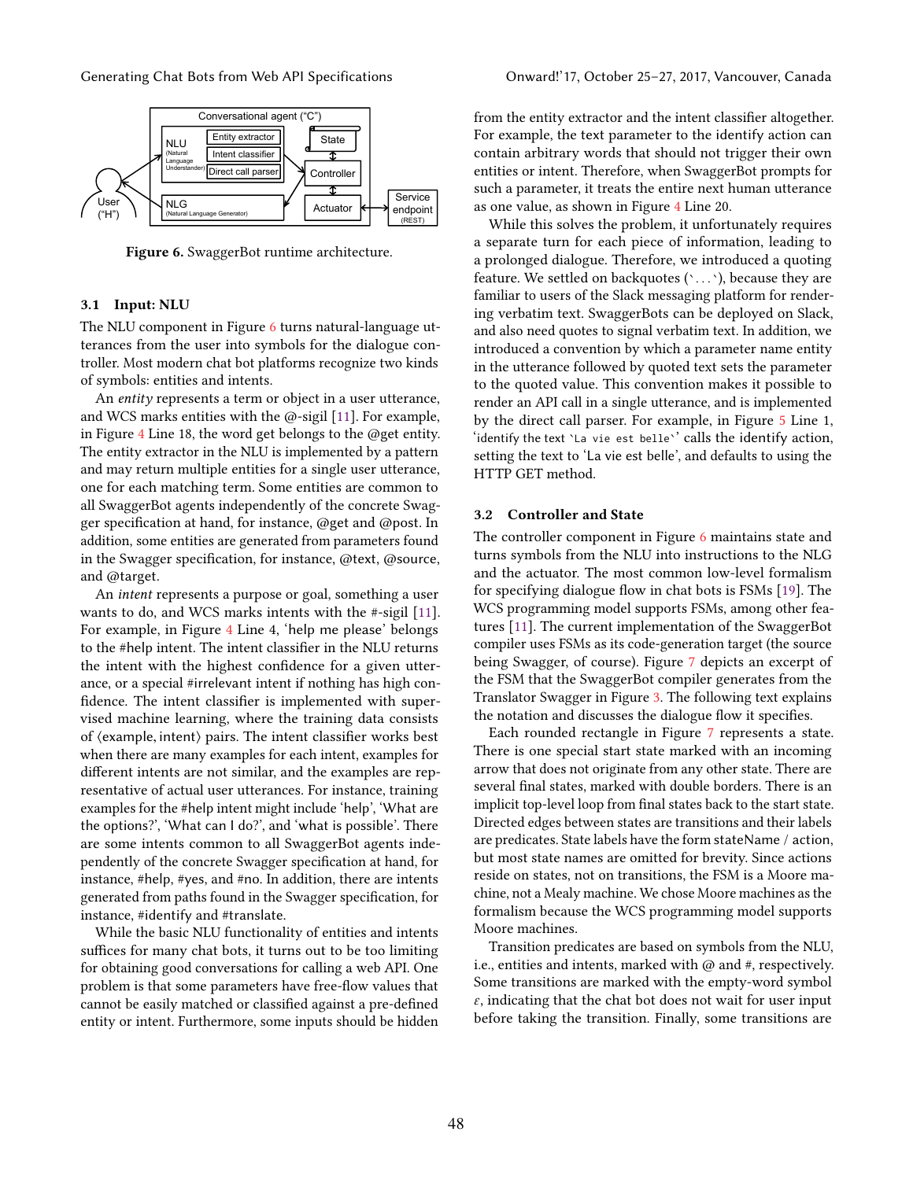Conversational agent ("C")

NLU (Natural Language Understander)

Entity extractor

Intent classifier

Direct call parser

State

Controller

Actuator

NLG (Natural Language Generator)

User ("H")

Service endpoint (REST)

**Figure 6.** SwaggerBot runtime architecture.

### 3.1 Input: NLU

The NLU component in Figure 6 turns natural-language utterances from the user into symbols for the dialogue controller. Most modern chat bot platforms recognize two kinds of symbols: entities and intents.

An *entity* represents a term or object in a user utterance, and WCS marks entities with the @-sigil [11]. For example, in Figure 4 Line 18, the word get belongs to the @get entity. The entity extractor in the NLU is implemented by a pattern and may return multiple entities for a single user utterance, one for each matching term. Some entities are common to all SwaggerBot agents independently of the concrete Swagger specification at hand, for instance, @get and @post. In addition, some entities are generated from parameters found in the Swagger specification, for instance, @text, @source, and @target.

An *intent* represents a purpose or goal, something a user wants to do, and WCS marks intents with the #-sigil [11]. For example, in Figure 4 Line 4, 'help me please' belongs to the #help intent. The intent classifier in the NLU returns the intent with the highest confidence for a given utterance, or a special #irrelevant intent if nothing has high confidence. The intent classifier is implemented with supervised machine learning, where the training data consists of ⟨example, intent⟩ pairs. The intent classifier works best when there are many examples for each intent, examples for different intents are not similar, and the examples are representative of actual user utterances. For instance, training examples for the #help intent might include 'help', 'What are the options?', 'What can I do?', and 'what is possible'. There are some intents common to all SwaggerBot agents independently of the concrete Swagger specification at hand, for instance, #help, #yes, and #no. In addition, there are intents generated from paths found in the Swagger specification, for instance, #identify and #translate.

While the basic NLU functionality of entities and intents suffices for many chat bots, it turns out to be too limiting for obtaining good conversations for calling a web API. One problem is that some parameters have free-flow values that cannot be easily matched or classified against a pre-defined entity or intent. Furthermore, some inputs should be hidden from the entity extractor and the intent classifier altogether. For example, the text parameter to the identify action can contain arbitrary words that should not trigger their own entities or intent. Therefore, when SwaggerBot prompts for such a parameter, it treats the entire next human utterance as one value, as shown in Figure 4 Line 20.

While this solves the problem, it unfortunately requires a separate turn for each piece of information, leading to a prolonged dialogue. Therefore, we introduced a quoting feature. We settled on backquotes (`...`), because they are familiar to users of the Slack messaging platform for rendering verbatim text. SwaggerBots can be deployed on Slack, and also need quotes to signal verbatim text. In addition, we introduced a convention by which a parameter name entity in the utterance followed by quoted text sets the parameter to the quoted value. This convention makes it possible to render an API call in a single utterance, and is implemented by the direct call parser. For example, in Figure 5 Line 1, 'identify the text `La vie est belle`' calls the identify action, setting the text to 'La vie est belle', and defaults to using the HTTP GET method.

### 3.2 Controller and State

The controller component in Figure 6 maintains state and turns symbols from the NLU into instructions to the NLG and the actuator. The most common low-level formalism for specifying dialogue flow in chat bots is FSMs [19]. The WCS programming model supports FSMs, among other features [11]. The current implementation of the SwaggerBot compiler uses FSMs as its code-generation target (the source being Swagger, of course). Figure 7 depicts an excerpt of the FSM that the SwaggerBot compiler generates from the Translator Swagger in Figure 3. The following text explains the notation and discusses the dialogue flow it specifies.

Each rounded rectangle in Figure 7 represents a state. There is one special start state marked with an incoming arrow that does not originate from any other state. There are several final states, marked with double borders. There is an implicit top-level loop from final states back to the start state. Directed edges between states are transitions and their labels are predicates. State labels have the form stateName / action, but most state names are omitted for brevity. Since actions reside on states, not on transitions, the FSM is a Moore machine, not a Mealy machine. We chose Moore machines as the formalism because the WCS programming model supports Moore machines.

Transition predicates are based on symbols from the NLU, i.e., entities and intents, marked with @ and #, respectively. Some transitions are marked with the empty-word symbol $\varepsilon$, indicating that the chat bot does not wait for user input before taking the transition. Finally, some transitions are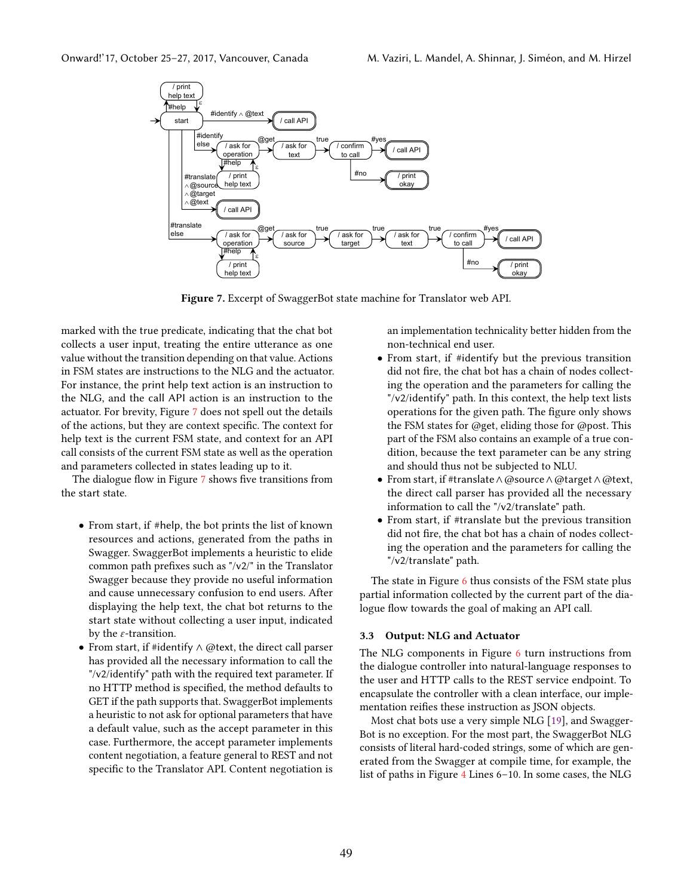**Figure 7.** Excerpt of SwaggerBot state machine for Translator web API.

marked with the true predicate, indicating that the chat bot collects a user input, treating the entire utterance as one value without the transition depending on that value. Actions in FSM states are instructions to the NLG and the actuator. For instance, the print help text action is an instruction to the NLG, and the call API action is an instruction to the actuator. For brevity, Figure 7 does not spell out the details of the actions, but they are context specific. The context for help text is the current FSM state, and context for an API call consists of the current FSM state as well as the operation and parameters collected in states leading up to it.

The dialogue flow in Figure 7 shows five transitions from the start state.

- From start, if #help, the bot prints the list of known resources and actions, generated from the paths in Swagger. SwaggerBot implements a heuristic to elide common path prefixes such as "/v2/" in the Translator Swagger because they provide no useful information and cause unnecessary confusion to end users. After displaying the help text, the chat bot returns to the start state without collecting a user input, indicated by the $\varepsilon$-transition.
- From start, if #identify $\wedge$ @text, the direct call parser has provided all the necessary information to call the "/v2/identify" path with the required text parameter. If no HTTP method is specified, the method defaults to GET if the path supports that. SwaggerBot implements a heuristic to not ask for optional parameters that have a default value, such as the accept parameter in this case. Furthermore, the accept parameter implements content negotiation, a feature general to REST and not specific to the Translator API. Content negotiation is an implementation technicality better hidden from the non-technical end user.
- From start, if #identify but the previous transition did not fire, the chat bot has a chain of nodes collecting the operation and the parameters for calling the "/v2/identify" path. In this context, the help text lists operations for the given path. The figure only shows the FSM states for @get, eliding those for @post. This part of the FSM also contains an example of a true condition, because the text parameter can be any string and should thus not be subjected to NLU.
- From start, if #translate $\wedge$ @source $\wedge$ @target $\wedge$ @text, the direct call parser has provided all the necessary information to call the "/v2/translate" path.
- From start, if #translate but the previous transition did not fire, the chat bot has a chain of nodes collecting the operation and the parameters for calling the "/v2/translate" path.

The state in Figure 6 thus consists of the FSM state plus partial information collected by the current part of the dialogue flow towards the goal of making an API call.

### 3.3 Output: NLG and Actuator

The NLG components in Figure 6 turn instructions from the dialogue controller into natural-language responses to the user and HTTP calls to the REST service endpoint. To encapsulate the controller with a clean interface, our implementation reifies these instruction as JSON objects.

Most chat bots use a very simple NLG [19], and SwaggerBot is no exception. For the most part, the SwaggerBot NLG consists of literal hard-coded strings, some of which are generated from the Swagger at compile time, for example, the list of paths in Figure 4 Lines 6–10. In some cases, the NLG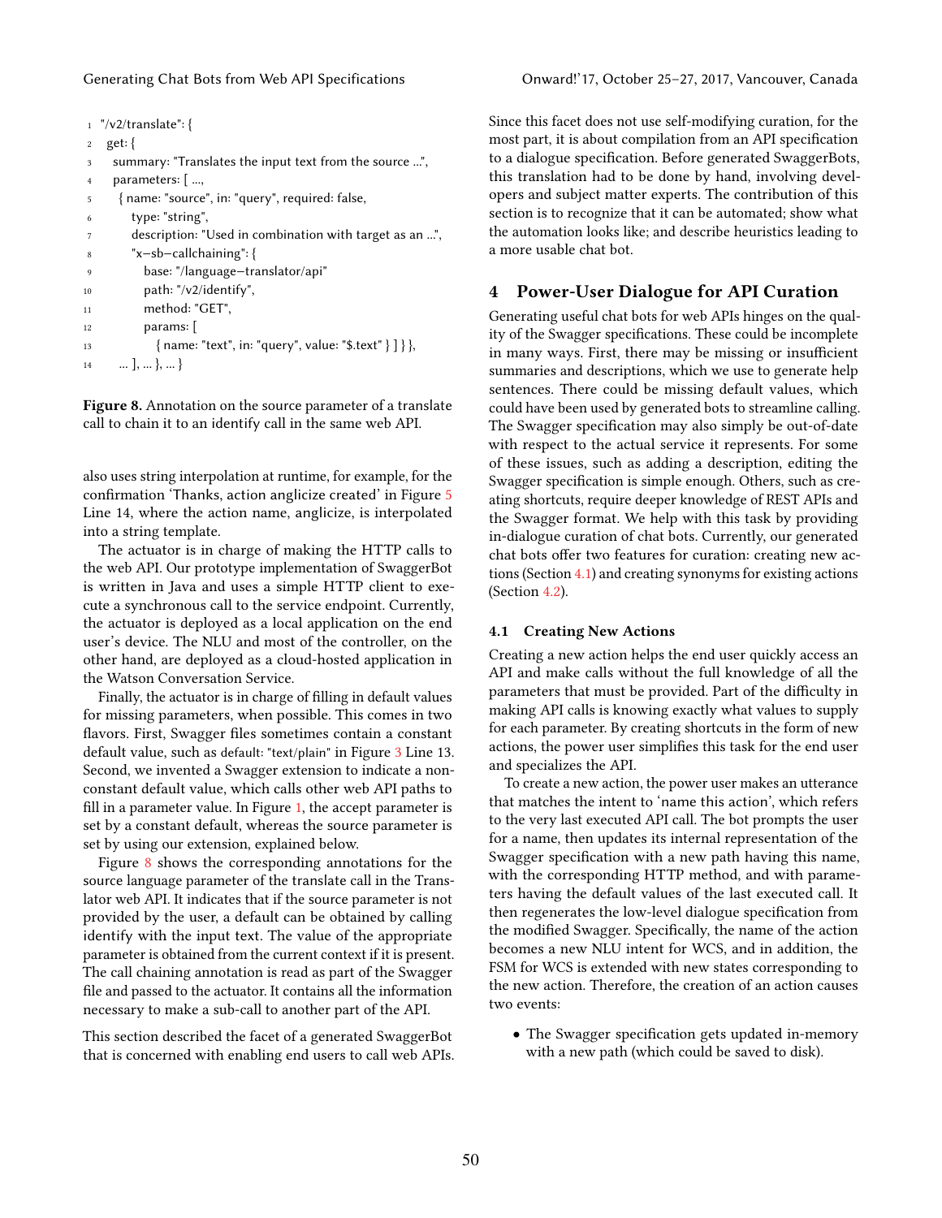```
"/v2/translate": {
  get: {
    summary: "Translates the input text from the source ...",
    parameters: [ ...,
     { name: "source", in: "query", required: false,
       type: "string",
       description: "Used in combination with target as an ...",
       "x−sb−callchaining": {
         base: "/language−translator/api"
         path: "/v2/identify",
         method: "GET",
         params: [
           { name: "text", in: "query", value: "$.text" } ] } },
     ... ], ... }, ... }
```

**Figure 8.** Annotation on the source parameter of a translate call to chain it to an identify call in the same web API.

also uses string interpolation at runtime, for example, for the confirmation 'Thanks, action anglicize created' in Figure 5 Line 14, where the action name, anglicize, is interpolated into a string template.

The actuator is in charge of making the HTTP calls to the web API. Our prototype implementation of SwaggerBot is written in Java and uses a simple HTTP client to execute a synchronous call to the service endpoint. Currently, the actuator is deployed as a local application on the end user's device. The NLU and most of the controller, on the other hand, are deployed as a cloud-hosted application in the Watson Conversation Service.

Finally, the actuator is in charge of filling in default values for missing parameters, when possible. This comes in two flavors. First, Swagger files sometimes contain a constant default value, such as `default: "text/plain"` in Figure 3 Line 13. Second, we invented a Swagger extension to indicate a non-constant default value, which calls other web API paths to fill in a parameter value. In Figure 1, the accept parameter is set by a constant default, whereas the source parameter is set by using our extension, explained below.

Figure 8 shows the corresponding annotations for the source language parameter of the translate call in the Translator web API. It indicates that if the source parameter is not provided by the user, a default can be obtained by calling identify with the input text. The value of the appropriate parameter is obtained from the current context if it is present. The call chaining annotation is read as part of the Swagger file and passed to the actuator. It contains all the information necessary to make a sub-call to another part of the API.

This section described the facet of a generated SwaggerBot that is concerned with enabling end users to call web APIs. Since this facet does not use self-modifying curation, for the most part, it is about compilation from an API specification to a dialogue specification. Before generated SwaggerBots, this translation had to be done by hand, involving developers and subject matter experts. The contribution of this section is to recognize that it can be automated; show what the automation looks like; and describe heuristics leading to a more usable chat bot.

## 4 Power-User Dialogue for API Curation

Generating useful chat bots for web APIs hinges on the quality of the Swagger specifications. These could be incomplete in many ways. First, there may be missing or insufficient summaries and descriptions, which we use to generate help sentences. There could be missing default values, which could have been used by generated bots to streamline calling. The Swagger specification may also simply be out-of-date with respect to the actual service it represents. For some of these issues, such as adding a description, editing the Swagger specification is simple enough. Others, such as creating shortcuts, require deeper knowledge of REST APIs and the Swagger format. We help with this task by providing in-dialogue curation of chat bots. Currently, our generated chat bots offer two features for curation: creating new actions (Section 4.1) and creating synonyms for existing actions (Section 4.2).

### 4.1 Creating New Actions

Creating a new action helps the end user quickly access an API and make calls without the full knowledge of all the parameters that must be provided. Part of the difficulty in making API calls is knowing exactly what values to supply for each parameter. By creating shortcuts in the form of new actions, the power user simplifies this task for the end user and specializes the API.

To create a new action, the power user makes an utterance that matches the intent to 'name this action', which refers to the very last executed API call. The bot prompts the user for a name, then updates its internal representation of the Swagger specification with a new path having this name, with the corresponding HTTP method, and with parameters having the default values of the last executed call. It then regenerates the low-level dialogue specification from the modified Swagger. Specifically, the name of the action becomes a new NLU intent for WCS, and in addition, the FSM for WCS is extended with new states corresponding to the new action. Therefore, the creation of an action causes two events:

- The Swagger specification gets updated in-memory with a new path (which could be saved to disk).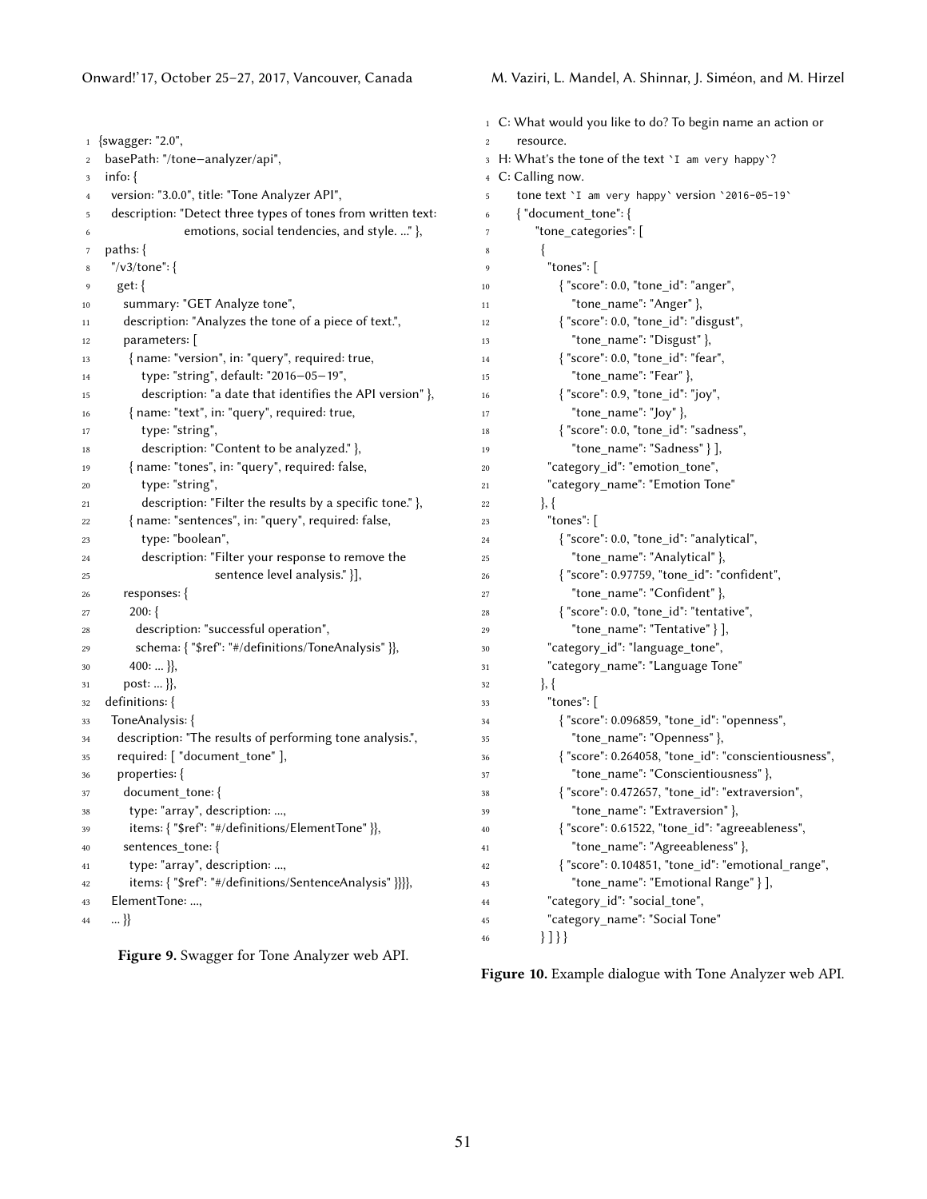```
{swagger: "2.0",
 basePath: "/tone−analyzer/api",
 info: {
  version: "3.0.0", title: "Tone Analyzer API",
  description: "Detect three types of tones from written text:
                emotions, social tendencies, and style. ..." },
 paths: {
  "/v3/tone": {
   get: {
    summary: "GET Analyze tone",
    description: "Analyzes the tone of a piece of text.",
    parameters: [
     { name: "version", in: "query", required: true,
       type: "string", default: "2016−05−19",
       description: "a date that identifies the API version" },
     { name: "text", in: "query", required: true,
       type: "string",
       description: "Content to be analyzed." },
     { name: "tones", in: "query", required: false,
       type: "string",
       description: "Filter the results by a specific tone." },
     { name: "sentences", in: "query", required: false,
       type: "boolean",
       description: "Filter your response to remove the
                     sentence level analysis." }],
    responses: {
     200: {
      description: "successful operation",
      schema: { "$ref": "#/definitions/ToneAnalysis" }},
     400: ... }},
    post: ... }},
 definitions: {
  ToneAnalysis: {
   description: "The results of performing tone analysis.",
   required: [ "document_tone" ],
   properties: {
    document_tone: {
     type: "array", description: ...,
     items: { "$ref": "#/definitions/ElementTone" }},
    sentences_tone: {
     type: "array", description: ...,
     items: { "$ref": "#/definitions/SentenceAnalysis" }}}},
  ElementTone: ...,
  ... }}
```

**Figure 9.** Swagger for Tone Analyzer web API.

```
C: What would you like to do? To begin name an action or
   resource.
H: What's the tone of the text `I am very happy`?
C: Calling now.
   tone text `I am very happy` version `2016-05-19`
   { "document_tone": {
      "tone_categories": [
       {
        "tones": [
          { "score": 0.0, "tone_id": "anger",
            "tone_name": "Anger" },
          { "score": 0.0, "tone_id": "disgust",
            "tone_name": "Disgust" },
          { "score": 0.0, "tone_id": "fear",
            "tone_name": "Fear" },
          { "score": 0.9, "tone_id": "joy",
            "tone_name": "Joy" },
          { "score": 0.0, "tone_id": "sadness",
            "tone_name": "Sadness" } ],
        "category_id": "emotion_tone",
        "category_name": "Emotion Tone"
       }, {
        "tones": [
          { "score": 0.0, "tone_id": "analytical",
            "tone_name": "Analytical" },
          { "score": 0.97759, "tone_id": "confident",
            "tone_name": "Confident" },
          { "score": 0.0, "tone_id": "tentative",
            "tone_name": "Tentative" } ],
        "category_id": "language_tone",
        "category_name": "Language Tone"
       }, {
        "tones": [
          { "score": 0.096859, "tone_id": "openness",
            "tone_name": "Openness" },
          { "score": 0.264058, "tone_id": "conscientiousness",
            "tone_name": "Conscientiousness" },
          { "score": 0.472657, "tone_id": "extraversion",
            "tone_name": "Extraversion" },
          { "score": 0.61522, "tone_id": "agreeableness",
            "tone_name": "Agreeableness" },
          { "score": 0.104851, "tone_id": "emotional_range",
            "tone_name": "Emotional Range" } ],
        "category_id": "social_tone",
        "category_name": "Social Tone"
       } ] } }
```

**Figure 10.** Example dialogue with Tone Analyzer web API.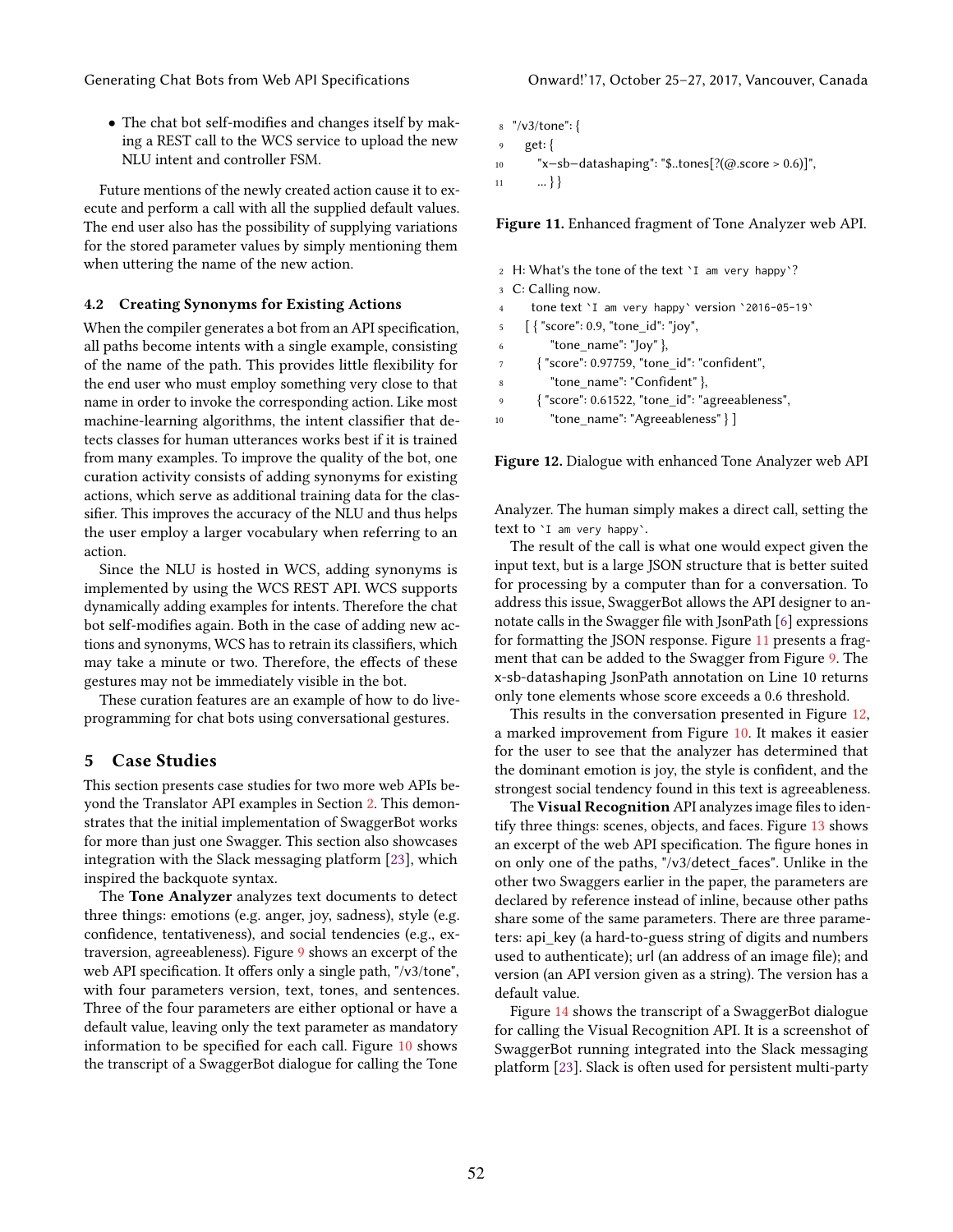- The chat bot self-modifies and changes itself by making a REST call to the WCS service to upload the new NLU intent and controller FSM.

Future mentions of the newly created action cause it to execute and perform a call with all the supplied default values. The end user also has the possibility of supplying variations for the stored parameter values by simply mentioning them when uttering the name of the new action.

### 4.2 Creating Synonyms for Existing Actions

When the compiler generates a bot from an API specification, all paths become intents with a single example, consisting of the name of the path. This provides little flexibility for the end user who must employ something very close to that name in order to invoke the corresponding action. Like most machine-learning algorithms, the intent classifier that detects classes for human utterances works best if it is trained from many examples. To improve the quality of the bot, one curation activity consists of adding synonyms for existing actions, which serve as additional training data for the classifier. This improves the accuracy of the NLU and thus helps the user employ a larger vocabulary when referring to an action.

Since the NLU is hosted in WCS, adding synonyms is implemented by using the WCS REST API. WCS supports dynamically adding examples for intents. Therefore the chat bot self-modifies again. Both in the case of adding new actions and synonyms, WCS has to retrain its classifiers, which may take a minute or two. Therefore, the effects of these gestures may not be immediately visible in the bot.

These curation features are an example of how to do live-programming for chat bots using conversational gestures.

## 5 Case Studies

This section presents case studies for two more web APIs beyond the Translator API examples in Section 2. This demonstrates that the initial implementation of SwaggerBot works for more than just one Swagger. This section also showcases integration with the Slack messaging platform [23], which inspired the backquote syntax.

The **Tone Analyzer** analyzes text documents to detect three things: emotions (e.g. anger, joy, sadness), style (e.g. confidence, tentativeness), and social tendencies (e.g., extraversion, agreeableness). Figure 9 shows an excerpt of the web API specification. It offers only a single path, "/v3/tone", with four parameters version, text, tones, and sentences. Three of the four parameters are either optional or have a default value, leaving only the text parameter as mandatory information to be specified for each call. Figure 10 shows the transcript of a SwaggerBot dialogue for calling the Tone

```
8  "/v3/tone": {
9    get: {
10     "x−sb−datashaping": "$..tones[?(@.score > 0.6)]",
11     ... } }
```

**Figure 11.** Enhanced fragment of Tone Analyzer web API.

```
2  H: What's the tone of the text `I am very happy`?
3  C: Calling now.
4    tone text `I am very happy` version `2016-05-19`
5    [ { "score": 0.9, "tone_id": "joy",
6        "tone_name": "Joy" },
7      { "score": 0.97759, "tone_id": "confident",
8        "tone_name": "Confident" },
9      { "score": 0.61522, "tone_id": "agreeableness",
10       "tone_name": "Agreeableness" } ]
```

**Figure 12.** Dialogue with enhanced Tone Analyzer web API

Analyzer. The human simply makes a direct call, setting the text to `I am very happy`.

The result of the call is what one would expect given the input text, but is a large JSON structure that is better suited for processing by a computer than for a conversation. To address this issue, SwaggerBot allows the API designer to annotate calls in the Swagger file with JsonPath [6] expressions for formatting the JSON response. Figure 11 presents a fragment that can be added to the Swagger from Figure 9. The x-sb-datashaping JsonPath annotation on Line 10 returns only tone elements whose score exceeds a 0.6 threshold.

This results in the conversation presented in Figure 12, a marked improvement from Figure 10. It makes it easier for the user to see that the analyzer has determined that the dominant emotion is joy, the style is confident, and the strongest social tendency found in this text is agreeableness.

The **Visual Recognition** API analyzes image files to identify three things: scenes, objects, and faces. Figure 13 shows an excerpt of the web API specification. The figure hones in on only one of the paths, "/v3/detect_faces". Unlike in the other two Swaggers earlier in the paper, the parameters are declared by reference instead of inline, because other paths share some of the same parameters. There are three parameters: api_key (a hard-to-guess string of digits and numbers used to authenticate); url (an address of an image file); and version (an API version given as a string). The version has a default value.

Figure 14 shows the transcript of a SwaggerBot dialogue for calling the Visual Recognition API. It is a screenshot of SwaggerBot running integrated into the Slack messaging platform [23]. Slack is often used for persistent multi-party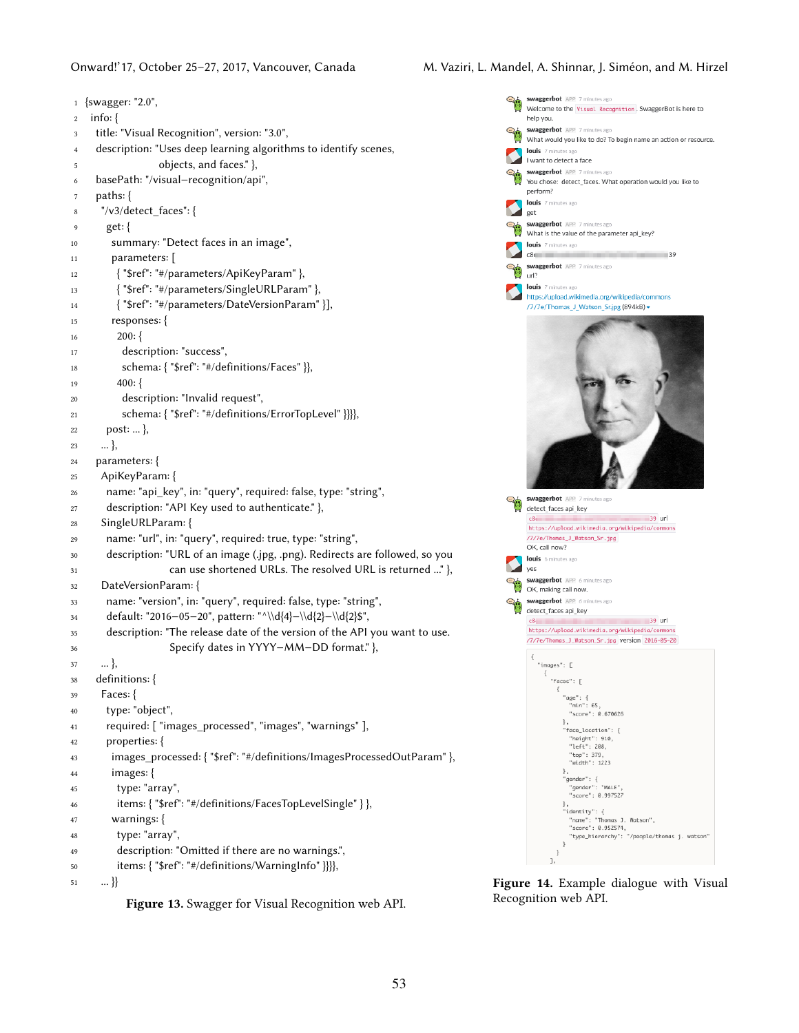```
1  {swagger: "2.0",
2   info: {
3     title: "Visual Recognition", version: "3.0",
4     description: "Uses deep learning algorithms to identify scenes,
5                   objects, and faces." },
6     basePath: "/visual−recognition/api",
7     paths: {
8       "/v3/detect_faces": {
9         get: {
10          summary: "Detect faces in an image",
11          parameters: [
12            { "$ref": "#/parameters/ApiKeyParam" },
13            { "$ref": "#/parameters/SingleURLParam" },
14            { "$ref": "#/parameters/DateVersionParam" }],
15          responses: {
16            200: {
17              description: "success",
18              schema: { "$ref": "#/definitions/Faces" }},
19            400: {
20              description: "Invalid request",
21              schema: { "$ref": "#/definitions/ErrorTopLevel" }}}},
22        post: ... },
23      ... },
24    parameters: {
25      ApiKeyParam: {
26        name: "api_key", in: "query", required: false, type: "string",
27        description: "API Key used to authenticate." },
28      SingleURLParam: {
29        name: "url", in: "query", required: true, type: "string",
30        description: "URL of an image (.jpg, .png). Redirects are followed, so you
31                      can use shortened URLs. The resolved URL is returned ..." },
32      DateVersionParam: {
33        name: "version", in: "query", required: false, type: "string",
34        default: "2016−05−20", pattern: "^\\d{4}−\\d{2}−\\d{2}$",
35        description: "The release date of the version of the API you want to use.
36                      Specify dates in YYYY−MM−DD format." },
37      ... },
38    definitions: {
39      Faces: {
40        type: "object",
41        required: [ "images_processed", "images", "warnings" ],
42        properties: {
43          images_processed: { "$ref": "#/definitions/ImagesProcessedOutParam" },
44          images: {
45            type: "array",
46            items: { "$ref": "#/definitions/FacesTopLevelSingle" } },
47          warnings: {
48            type: "array",
49            description: "Omitted if there are no warnings.",
50            items: { "$ref": "#/definitions/WarningInfo" }}}},
51      ... }}
```

**Figure 13.** Swagger for Visual Recognition web API.

**Figure 14.** Example dialogue with Visual Recognition web API.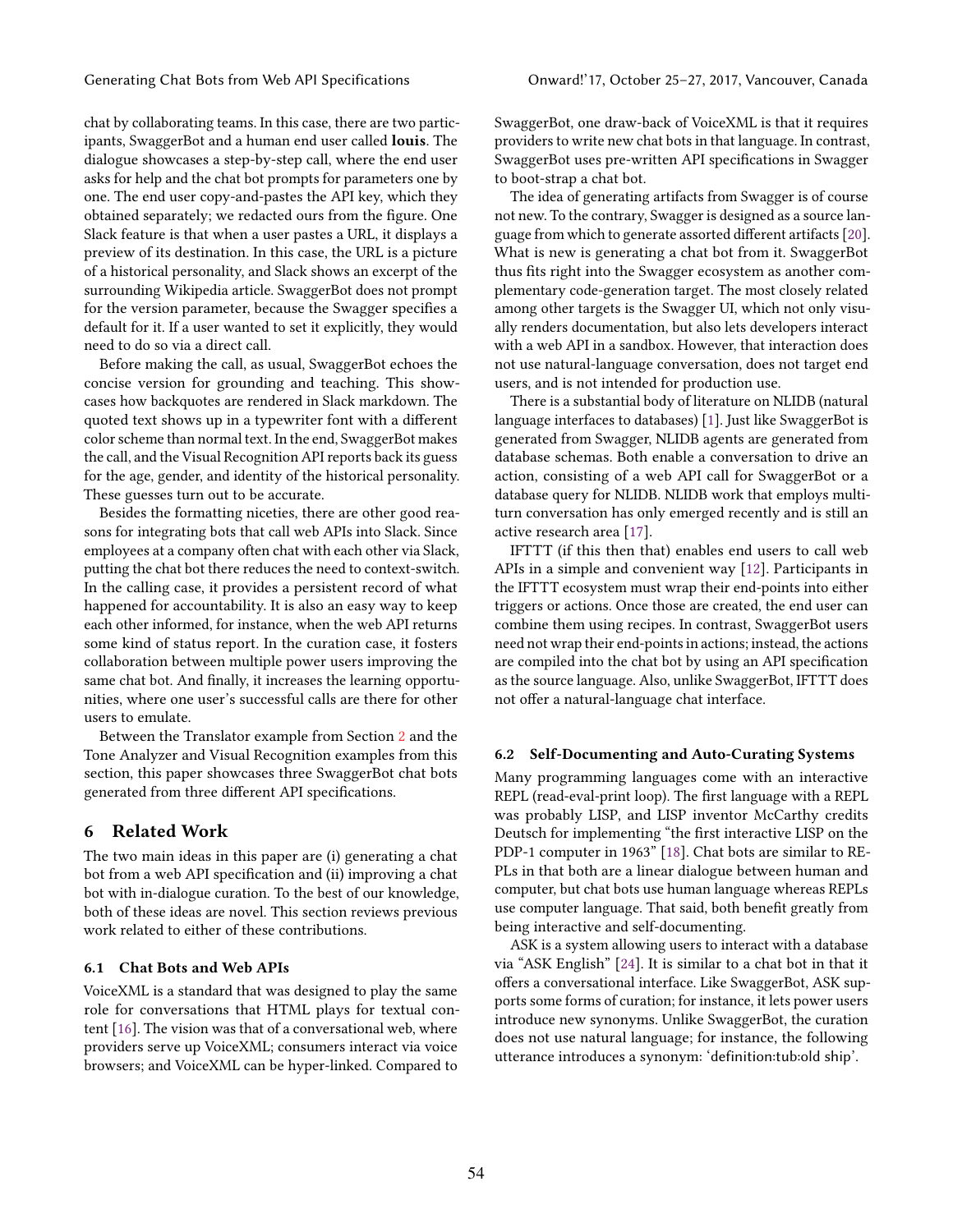chat by collaborating teams. In this case, there are two participants, SwaggerBot and a human end user called **louis**. The dialogue showcases a step-by-step call, where the end user asks for help and the chat bot prompts for parameters one by one. The end user copy-and-pastes the API key, which they obtained separately; we redacted ours from the figure. One Slack feature is that when a user pastes a URL, it displays a preview of its destination. In this case, the URL is a picture of a historical personality, and Slack shows an excerpt of the surrounding Wikipedia article. SwaggerBot does not prompt for the version parameter, because the Swagger specifies a default for it. If a user wanted to set it explicitly, they would need to do so via a direct call.

Before making the call, as usual, SwaggerBot echoes the concise version for grounding and teaching. This showcases how backquotes are rendered in Slack markdown. The quoted text shows up in a typewriter font with a different color scheme than normal text. In the end, SwaggerBot makes the call, and the Visual Recognition API reports back its guess for the age, gender, and identity of the historical personality. These guesses turn out to be accurate.

Besides the formatting niceties, there are other good reasons for integrating bots that call web APIs into Slack. Since employees at a company often chat with each other via Slack, putting the chat bot there reduces the need to context-switch. In the calling case, it provides a persistent record of what happened for accountability. It is also an easy way to keep each other informed, for instance, when the web API returns some kind of status report. In the curation case, it fosters collaboration between multiple power users improving the same chat bot. And finally, it increases the learning opportunities, where one user's successful calls are there for other users to emulate.

Between the Translator example from Section 2 and the Tone Analyzer and Visual Recognition examples from this section, this paper showcases three SwaggerBot chat bots generated from three different API specifications.

## 6 Related Work

The two main ideas in this paper are (i) generating a chat bot from a web API specification and (ii) improving a chat bot with in-dialogue curation. To the best of our knowledge, both of these ideas are novel. This section reviews previous work related to either of these contributions.

### 6.1 Chat Bots and Web APIs

VoiceXML is a standard that was designed to play the same role for conversations that HTML plays for textual content [16]. The vision was that of a conversational web, where providers serve up VoiceXML; consumers interact via voice browsers; and VoiceXML can be hyper-linked. Compared to SwaggerBot, one draw-back of VoiceXML is that it requires providers to write new chat bots in that language. In contrast, SwaggerBot uses pre-written API specifications in Swagger to boot-strap a chat bot.

The idea of generating artifacts from Swagger is of course not new. To the contrary, Swagger is designed as a source language from which to generate assorted different artifacts [20]. What is new is generating a chat bot from it. SwaggerBot thus fits right into the Swagger ecosystem as another complementary code-generation target. The most closely related among other targets is the Swagger UI, which not only visually renders documentation, but also lets developers interact with a web API in a sandbox. However, that interaction does not use natural-language conversation, does not target end users, and is not intended for production use.

There is a substantial body of literature on NLIDB (natural language interfaces to databases) [1]. Just like SwaggerBot is generated from Swagger, NLIDB agents are generated from database schemas. Both enable a conversation to drive an action, consisting of a web API call for SwaggerBot or a database query for NLIDB. NLIDB work that employs multi-turn conversation has only emerged recently and is still an active research area [17].

IFTTT (if this then that) enables end users to call web APIs in a simple and convenient way [12]. Participants in the IFTTT ecosystem must wrap their end-points into either triggers or actions. Once those are created, the end user can combine them using recipes. In contrast, SwaggerBot users need not wrap their end-points in actions; instead, the actions are compiled into the chat bot by using an API specification as the source language. Also, unlike SwaggerBot, IFTTT does not offer a natural-language chat interface.

### 6.2 Self-Documenting and Auto-Curating Systems

Many programming languages come with an interactive REPL (read-eval-print loop). The first language with a REPL was probably LISP, and LISP inventor McCarthy credits Deutsch for implementing "the first interactive LISP on the PDP-1 computer in 1963" [18]. Chat bots are similar to REPLs in that both are a linear dialogue between human and computer, but chat bots use human language whereas REPLs use computer language. That said, both benefit greatly from being interactive and self-documenting.

ASK is a system allowing users to interact with a database via "ASK English" [24]. It is similar to a chat bot in that it offers a conversational interface. Like SwaggerBot, ASK supports some forms of curation; for instance, it lets power users introduce new synonyms. Unlike SwaggerBot, the curation does not use natural language; for instance, the following utterance introduces a synonym: 'definition:tub:old ship'.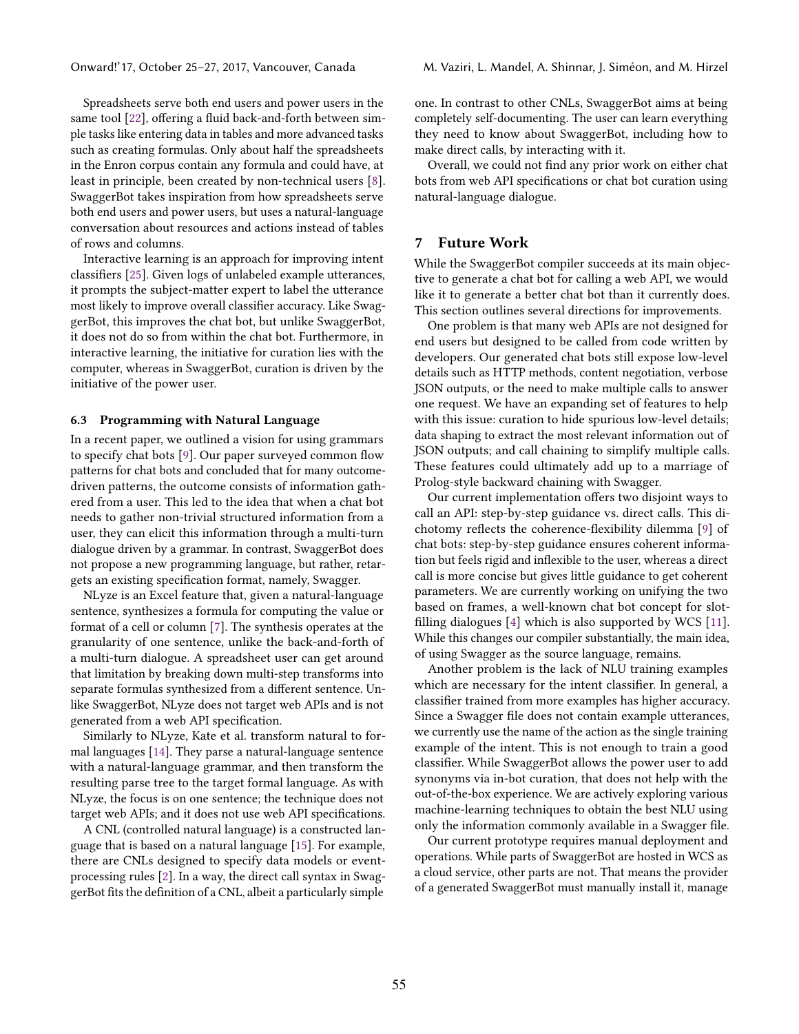Spreadsheets serve both end users and power users in the same tool [22], offering a fluid back-and-forth between simple tasks like entering data in tables and more advanced tasks such as creating formulas. Only about half the spreadsheets in the Enron corpus contain any formula and could have, at least in principle, been created by non-technical users [8]. SwaggerBot takes inspiration from how spreadsheets serve both end users and power users, but uses a natural-language conversation about resources and actions instead of tables of rows and columns.

Interactive learning is an approach for improving intent classifiers [25]. Given logs of unlabeled example utterances, it prompts the subject-matter expert to label the utterance most likely to improve overall classifier accuracy. Like SwaggerBot, this improves the chat bot, but unlike SwaggerBot, it does not do so from within the chat bot. Furthermore, in interactive learning, the initiative for curation lies with the computer, whereas in SwaggerBot, curation is driven by the initiative of the power user.

### 6.3 Programming with Natural Language

In a recent paper, we outlined a vision for using grammars to specify chat bots [9]. Our paper surveyed common flow patterns for chat bots and concluded that for many outcome-driven patterns, the outcome consists of information gathered from a user. This led to the idea that when a chat bot needs to gather non-trivial structured information from a user, they can elicit this information through a multi-turn dialogue driven by a grammar. In contrast, SwaggerBot does not propose a new programming language, but rather, retargets an existing specification format, namely, Swagger.

NLyze is an Excel feature that, given a natural-language sentence, synthesizes a formula for computing the value or format of a cell or column [7]. The synthesis operates at the granularity of one sentence, unlike the back-and-forth of a multi-turn dialogue. A spreadsheet user can get around that limitation by breaking down multi-step transforms into separate formulas synthesized from a different sentence. Unlike SwaggerBot, NLyze does not target web APIs and is not generated from a web API specification.

Similarly to NLyze, Kate et al. transform natural to formal languages [14]. They parse a natural-language sentence with a natural-language grammar, and then transform the resulting parse tree to the target formal language. As with NLyze, the focus is on one sentence; the technique does not target web APIs; and it does not use web API specifications.

A CNL (controlled natural language) is a constructed language that is based on a natural language [15]. For example, there are CNLs designed to specify data models or event-processing rules [2]. In a way, the direct call syntax in SwaggerBot fits the definition of a CNL, albeit a particularly simple one. In contrast to other CNLs, SwaggerBot aims at being completely self-documenting. The user can learn everything they need to know about SwaggerBot, including how to make direct calls, by interacting with it.

Overall, we could not find any prior work on either chat bots from web API specifications or chat bot curation using natural-language dialogue.

## 7 Future Work

While the SwaggerBot compiler succeeds at its main objective to generate a chat bot for calling a web API, we would like it to generate a better chat bot than it currently does. This section outlines several directions for improvements.

One problem is that many web APIs are not designed for end users but designed to be called from code written by developers. Our generated chat bots still expose low-level details such as HTTP methods, content negotiation, verbose JSON outputs, or the need to make multiple calls to answer one request. We have an expanding set of features to help with this issue: curation to hide spurious low-level details; data shaping to extract the most relevant information out of JSON outputs; and call chaining to simplify multiple calls. These features could ultimately add up to a marriage of Prolog-style backward chaining with Swagger.

Our current implementation offers two disjoint ways to call an API: step-by-step guidance vs. direct calls. This dichotomy reflects the coherence-flexibility dilemma [9] of chat bots: step-by-step guidance ensures coherent information but feels rigid and inflexible to the user, whereas a direct call is more concise but gives little guidance to get coherent parameters. We are currently working on unifying the two based on frames, a well-known chat bot concept for slot-filling dialogues [4] which is also supported by WCS [11]. While this changes our compiler substantially, the main idea, of using Swagger as the source language, remains.

Another problem is the lack of NLU training examples which are necessary for the intent classifier. In general, a classifier trained from more examples has higher accuracy. Since a Swagger file does not contain example utterances, we currently use the name of the action as the single training example of the intent. This is not enough to train a good classifier. While SwaggerBot allows the power user to add synonyms via in-bot curation, that does not help with the out-of-the-box experience. We are actively exploring various machine-learning techniques to obtain the best NLU using only the information commonly available in a Swagger file.

Our current prototype requires manual deployment and operations. While parts of SwaggerBot are hosted in WCS as a cloud service, other parts are not. That means the provider of a generated SwaggerBot must manually install it, manage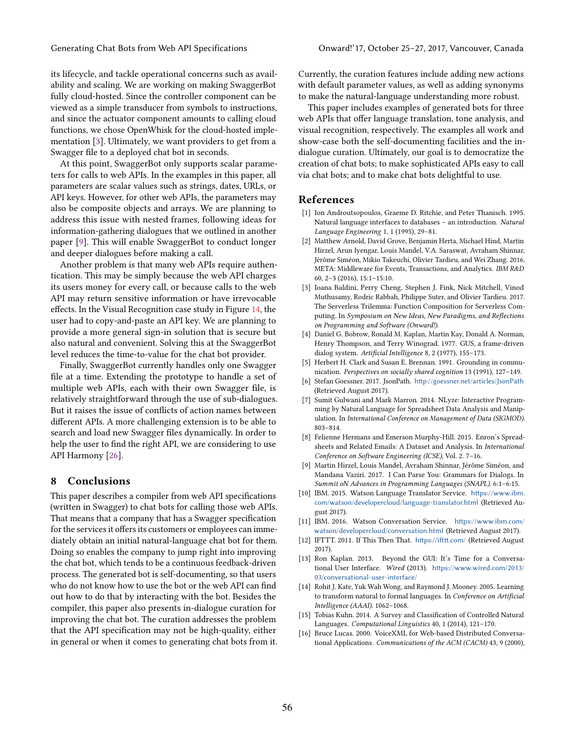its lifecycle, and tackle operational concerns such as availability and scaling. We are working on making SwaggerBot fully cloud-hosted. Since the controller component can be viewed as a simple transducer from symbols to instructions, and since the actuator component amounts to calling cloud functions, we chose OpenWhisk for the cloud-hosted implementation [3]. Ultimately, we want providers to get from a Swagger file to a deployed chat bot in seconds.

At this point, SwaggerBot only supports scalar parameters for calls to web APIs. In the examples in this paper, all parameters are scalar values such as strings, dates, URLs, or API keys. However, for other web APIs, the parameters may also be composite objects and arrays. We are planning to address this issue with nested frames, following ideas for information-gathering dialogues that we outlined in another paper [9]. This will enable SwaggerBot to conduct longer and deeper dialogues before making a call.

Another problem is that many web APIs require authentication. This may be simply because the web API charges its users money for every call, or because calls to the web API may return sensitive information or have irrevocable effects. In the Visual Recognition case study in Figure 14, the user had to copy-and-paste an API key. We are planning to provide a more general sign-in solution that is secure but also natural and convenient. Solving this at the SwaggerBot level reduces the time-to-value for the chat bot provider.

Finally, SwaggerBot currently handles only one Swagger file at a time. Extending the prototype to handle a set of multiple web APIs, each with their own Swagger file, is relatively straightforward through the use of sub-dialogues. But it raises the issue of conflicts of action names between different APIs. A more challenging extension is to be able to search and load new Swagger files dynamically. In order to help the user to find the right API, we are considering to use API Harmony [26].

## 8 Conclusions

This paper describes a compiler from web API specifications (written in Swagger) to chat bots for calling those web APIs. That means that a company that has a Swagger specification for the services it offers its customers or employees can immediately obtain an initial natural-language chat bot for them. Doing so enables the company to jump right into improving the chat bot, which tends to be a continuous feedback-driven process. The generated bot is self-documenting, so that users who do not know how to use the bot or the web API can find out how to do that by interacting with the bot. Besides the compiler, this paper also presents in-dialogue curation for improving the chat bot. The curation addresses the problem that the API specification may not be high-quality, either in general or when it comes to generating chat bots from it. Currently, the curation features include adding new actions with default parameter values, as well as adding synonyms to make the natural-language understanding more robust.

This paper includes examples of generated bots for three web APIs that offer language translation, tone analysis, and visual recognition, respectively. The examples all work and show-case both the self-documenting facilities and the in-dialogue curation. Ultimately, our goal is to democratize the creation of chat bots; to make sophisticated APIs easy to call via chat bots; and to make chat bots delightful to use.

## References

[1] Ion Androutsopoulos, Graeme D. Ritchie, and Peter Thanisch. 1995. Natural language interfaces to databases – an introduction. *Natural Language Engineering* 1, 1 (1995), 29–81.

[2] Matthew Arnold, David Grove, Benjamin Herta, Michael Hind, Martin Hirzel, Arun Iyengar, Louis Mandel, V.A. Saraswat, Avraham Shinnar, Jérôme Siméon, Mikio Takeuchi, Olivier Tardieu, and Wei Zhang. 2016. META: Middleware for Events, Transactions, and Analytics. *IBM R&D* 60, 2–3 (2016), 15:1–15:10.

[3] Ioana Baldini, Perry Cheng, Stephen J. Fink, Nick Mitchell, Vinod Muthusamy, Rodric Rabbah, Philippe Suter, and Olivier Tardieu. 2017. The Serverless Trilemma: Function Composition for Serverless Computing. In *Symposium on New Ideas, New Paradigms, and Reflections on Programming and Software (Onward!)*.

[4] Daniel G. Bobrow, Ronald M. Kaplan, Martin Kay, Donald A. Norman, Henry Thompson, and Terry Winograd. 1977. GUS, a frame-driven dialog system. *Artificial Intelligence* 8, 2 (1977), 155–173.

[5] Herbert H. Clark and Susan E. Brennan. 1991. Grounding in communication. *Perspectives on socially shared cognition* 13 (1991), 127–149.

[6] Stefan Goessner. 2017. JsonPath. http://goessner.net/articles/JsonPath (Retrieved August 2017).

[7] Sumit Gulwani and Mark Marron. 2014. NLyze: Interactive Programming by Natural Language for Spreadsheet Data Analysis and Manipulation. In *International Conference on Management of Data (SIGMOD)*. 803–814.

[8] Felienne Hermans and Emerson Murphy-Hill. 2015. Enron's Spreadsheets and Related Emails: A Dataset and Analysis. In *International Conference on Software Engineering (ICSE)*, Vol. 2. 7–16.

[9] Martin Hirzel, Louis Mandel, Avraham Shinnar, Jérôme Siméon, and Mandana Vaziri. 2017. I Can Parse You: Grammars for Dialogs. In *Summit oN Advances in Programming Languages (SNAPL)*. 6:1–6:15.

[10] IBM. 2015. Watson Language Translator Service. https://www.ibm.com/watson/developercloud/language-translator.html (Retrieved August 2017).

[11] IBM. 2016. Watson Conversation Service. https://www.ibm.com/watson/developercloud/conversation.html (Retrieved August 2017).

[12] IFTTT. 2011. If This Then That. https://ifttt.com/ (Retrieved August 2017).

[13] Ron Kaplan. 2013. Beyond the GUI: It's Time for a Conversational User Interface. *Wired* (2013). https://www.wired.com/2013/03/conversational-user-interface/

[14] Rohit J. Kate, Yuk Wah Wong, and Raymond J. Mooney. 2005. Learning to transform natural to formal languages. In *Conference on Artificial Intelligence (AAAI)*. 1062–1068.

[15] Tobias Kuhn. 2014. A Survey and Classification of Controlled Natural Languages. *Computational Linguistics* 40, 1 (2014), 121–170.

[16] Bruce Lucas. 2000. VoiceXML for Web-based Distributed Conversational Applications. *Communications of the ACM (CACM)* 43, 9 (2000),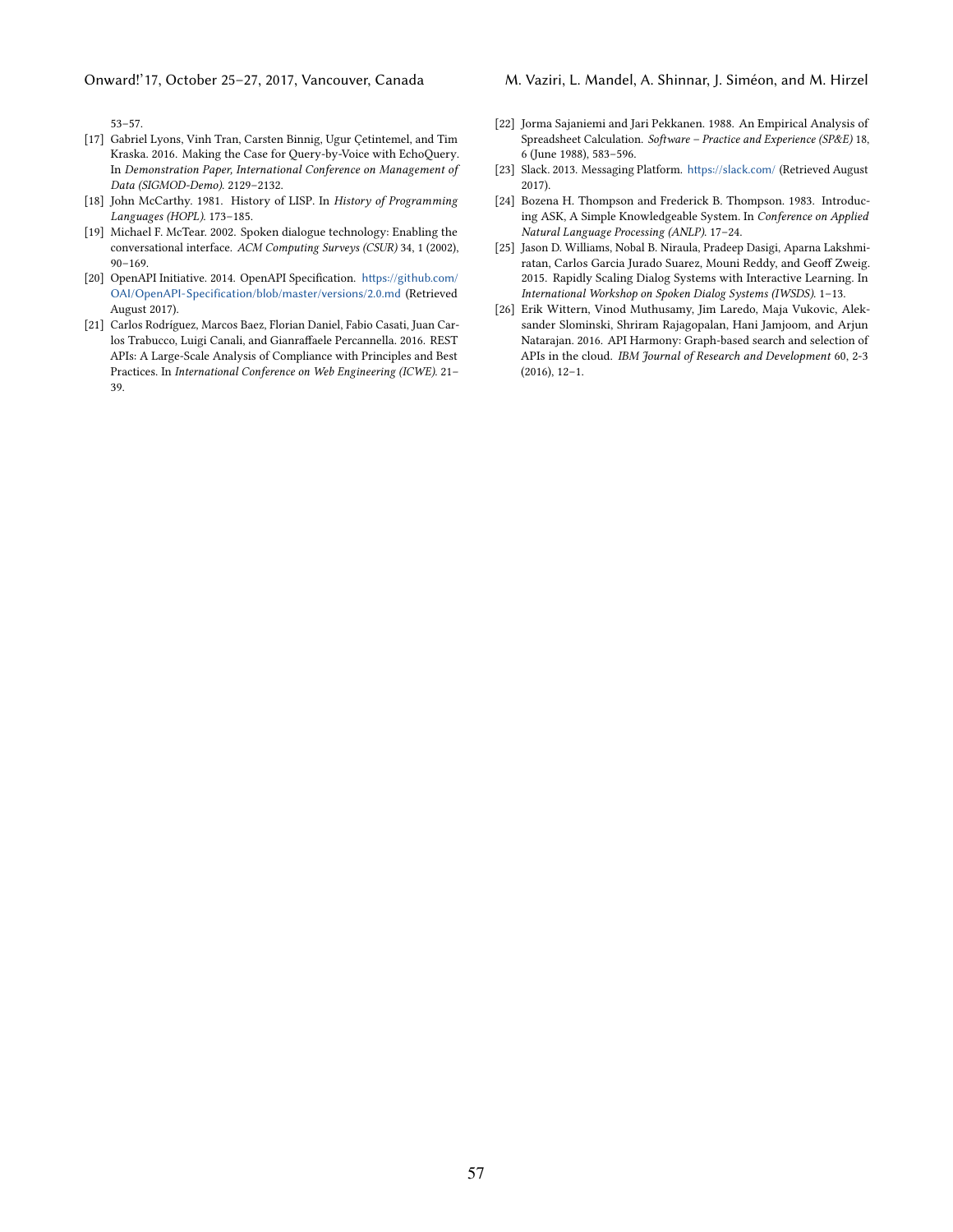53–57.

[17] Gabriel Lyons, Vinh Tran, Carsten Binnig, Ugur Çetintemel, and Tim Kraska. 2016. Making the Case for Query-by-Voice with EchoQuery. In *Demonstration Paper, International Conference on Management of Data (SIGMOD-Demo)*. 2129–2132.

[18] John McCarthy. 1981. History of LISP. In *History of Programming Languages (HOPL)*. 173–185.

[19] Michael F. McTear. 2002. Spoken dialogue technology: Enabling the conversational interface. *ACM Computing Surveys (CSUR)* 34, 1 (2002), 90–169.

[20] OpenAPI Initiative. 2014. OpenAPI Specification. https://github.com/OAI/OpenAPI-Specification/blob/master/versions/2.0.md (Retrieved August 2017).

[21] Carlos Rodríguez, Marcos Baez, Florian Daniel, Fabio Casati, Juan Carlos Trabucco, Luigi Canali, and Gianraffaele Percannella. 2016. REST APIs: A Large-Scale Analysis of Compliance with Principles and Best Practices. In *International Conference on Web Engineering (ICWE)*. 21–39.

[22] Jorma Sajaniemi and Jari Pekkanen. 1988. An Empirical Analysis of Spreadsheet Calculation. *Software – Practice and Experience (SP&E)* 18, 6 (June 1988), 583–596.

[23] Slack. 2013. Messaging Platform. https://slack.com/ (Retrieved August 2017).

[24] Bozena H. Thompson and Frederick B. Thompson. 1983. Introducing ASK, A Simple Knowledgeable System. In *Conference on Applied Natural Language Processing (ANLP)*. 17–24.

[25] Jason D. Williams, Nobal B. Niraula, Pradeep Dasigi, Aparna Lakshmiratan, Carlos Garcia Jurado Suarez, Mouni Reddy, and Geoff Zweig. 2015. Rapidly Scaling Dialog Systems with Interactive Learning. In *International Workshop on Spoken Dialog Systems (IWSDS)*. 1–13.

[26] Erik Wittern, Vinod Muthusamy, Jim Laredo, Maja Vukovic, Aleksander Slominski, Shriram Rajagopalan, Hani Jamjoom, and Arjun Natarajan. 2016. API Harmony: Graph-based search and selection of APIs in the cloud. *IBM Journal of Research and Development* 60, 2-3 (2016), 12–1.